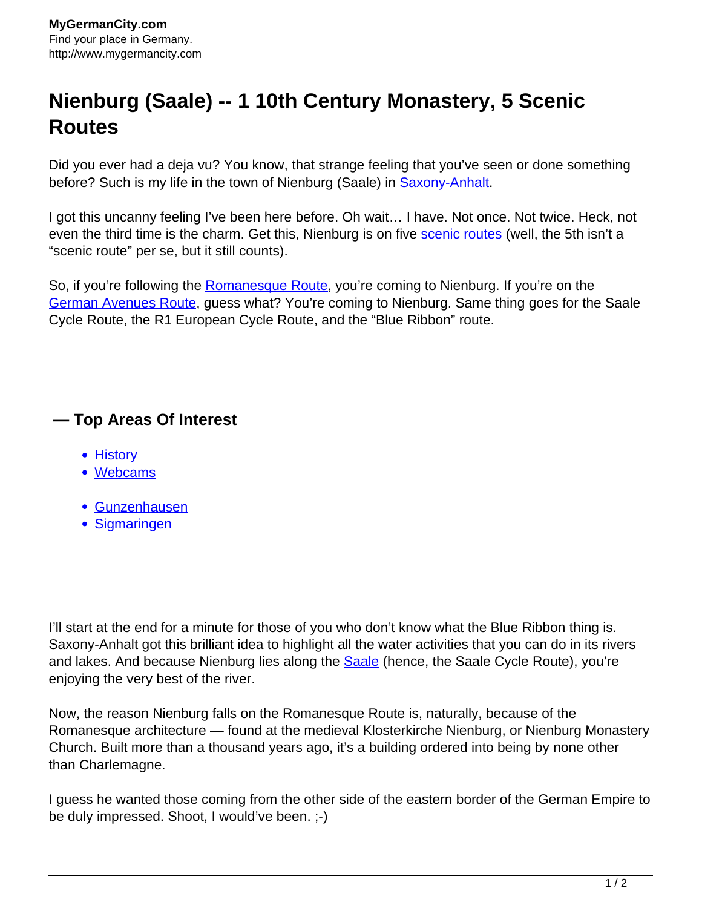# Nienburg (Saale) -- 1 10th Century Monastery, 5 Scenic Routes

Did you ever had a deja vu? You know, that strange feeling that you've seen or done something before? Such is my life in the town of Nienburg (Saale) in Saxony-Anhalt.

I got this uncanny feeling I've been here before. Oh wait… I have. Not once. Not twice. Heck, not even the third time is the charm. Get this, Nienburg is on five scenic routes (well, the 5th isn't a "scenic route" per se, but it still counts).

So, if you're following the Romanesque Route, you're coming to Nienburg. If you're on the German Avenues Route, guess what? You're coming to Nienburg. Same thing goes for the Saale Cycle Route, the R1 European Cycle Route, and the "Blue Ribbon" route.

## — Top Areas Of Interest

- History
- Webcams

- Gunzenhausen
- Sigmaringen

I'll start at the end for a minute for those of you who don't know what the Blue Ribbon thing is. Saxony-Anhalt got this brilliant idea to highlight all the water activities that you can do in its rivers and lakes. And because Nienburg lies along the Saale (hence, the Saale Cycle Route), you're enjoying the very best of the river.

Now, the reason Nienburg falls on the Romanesque Route is, naturally, because of the Romanesque architecture — found at the medieval Klosterkirche Nienburg, or Nienburg Monastery Church. Built more than a thousand years ago, it's a building ordered into being by none other than Charlemagne.

I guess he wanted those coming from the other side of the eastern border of the German Empire to be duly impressed. Shoot, I would've been. ;-)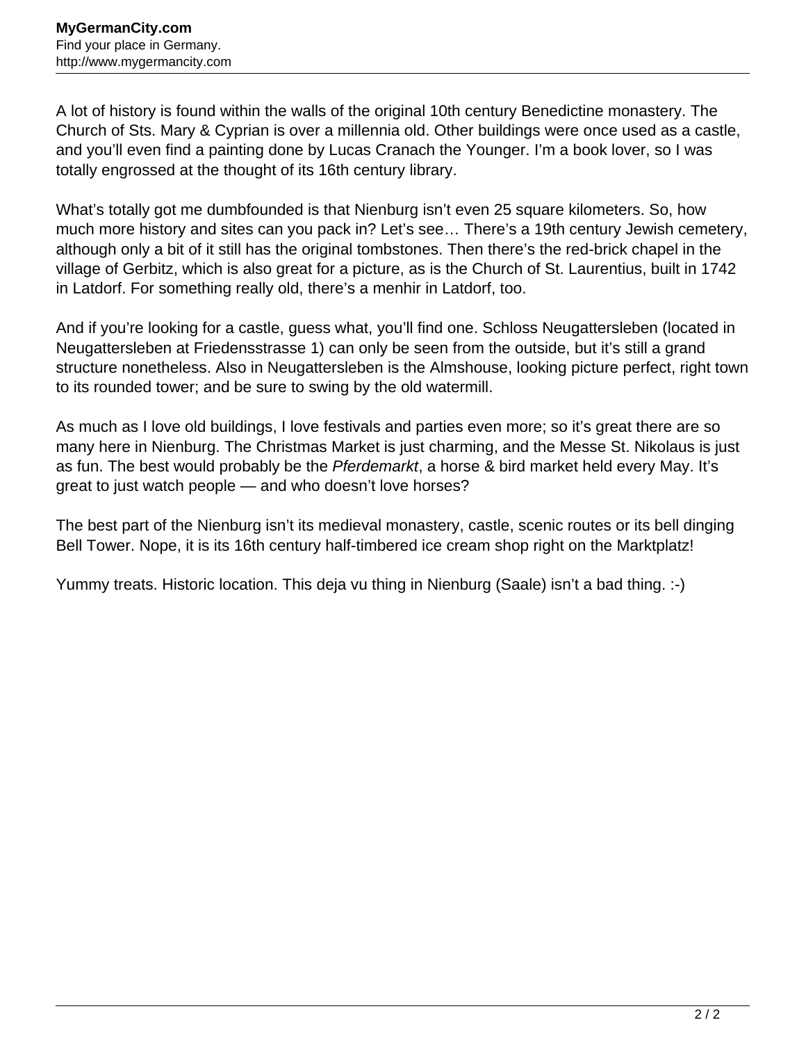A lot of history is found within the walls of the original 10th century Benedictine monastery. The Church of Sts. Mary & Cyprian is over a millennia old. Other buildings were once used as a castle, and you'll even find a painting done by Lucas Cranach the Younger. I'm a book lover, so I was totally engrossed at the thought of its 16th century library.

What's totally got me dumbfounded is that Nienburg isn't even 25 square kilometers. So, how much more history and sites can you pack in? Let's see… There's a 19th century Jewish cemetery, although only a bit of it still has the original tombstones. Then there's the red-brick chapel in the village of Gerbitz, which is also great for a picture, as is the Church of St. Laurentius, built in 1742 in Latdorf. For something really old, there's a menhir in Latdorf, too.

And if you're looking for a castle, guess what, you'll find one. Schloss Neugattersleben (located in Neugattersleben at Friedensstrasse 1) can only be seen from the outside, but it's still a grand structure nonetheless. Also in Neugattersleben is the Almshouse, looking picture perfect, right town to its rounded tower; and be sure to swing by the old watermill.

As much as I love old buildings, I love festivals and parties even more; so it's great there are so many here in Nienburg. The Christmas Market is just charming, and the Messe St. Nikolaus is just as fun. The best would probably be the *Pferdemarkt*, a horse & bird market held every May. It's great to just watch people — and who doesn't love horses?

The best part of the Nienburg isn't its medieval monastery, castle, scenic routes or its bell dinging Bell Tower. Nope, it is its 16th century half-timbered ice cream shop right on the Marktplatz!

Yummy treats. Historic location. This deja vu thing in Nienburg (Saale) isn't a bad thing. :-)